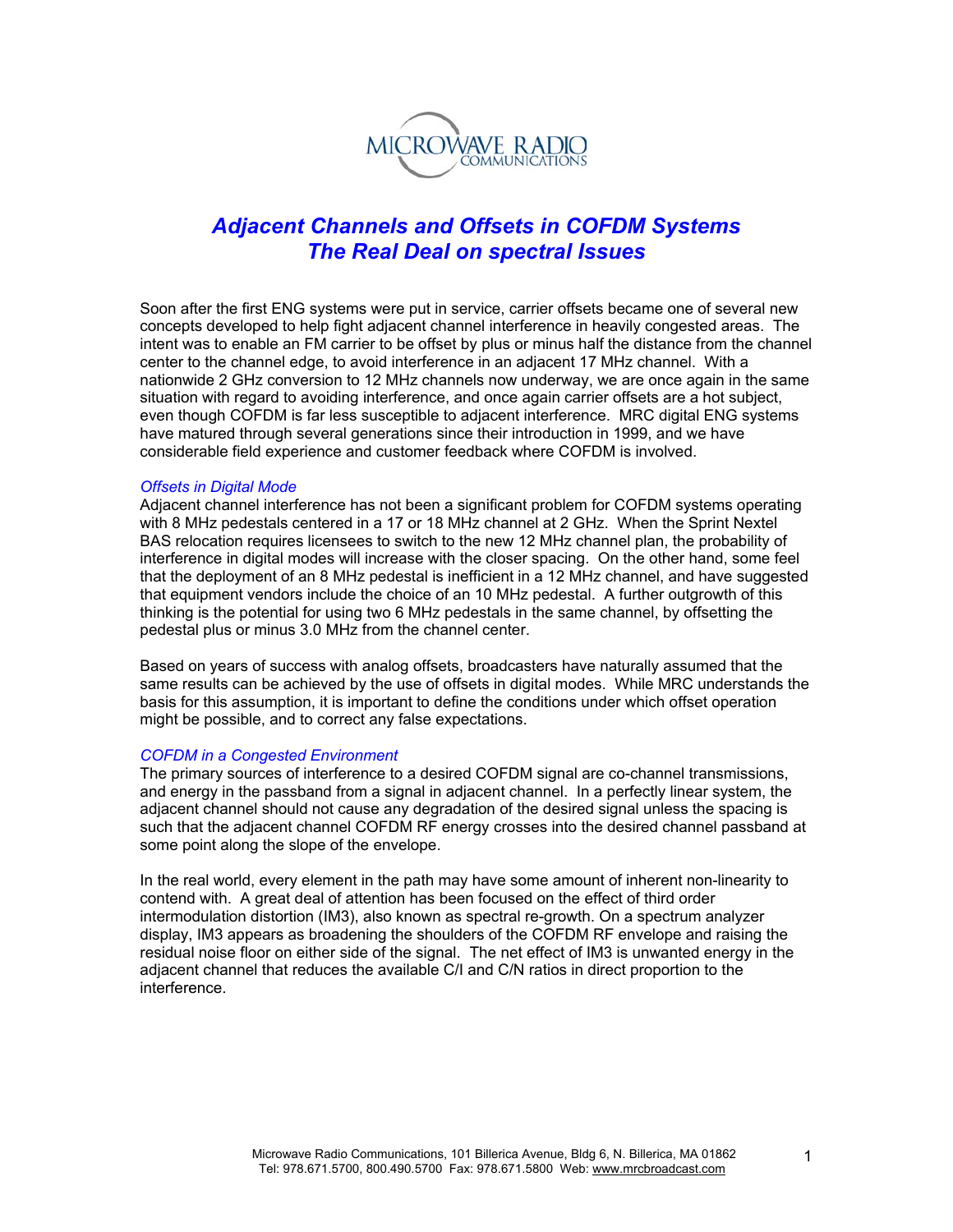# Adjacent Channels and Offsets in COFDM Systems
## The Real Deal on spectral Issues

Soon after the first ENG systems were put in service, carrier offsets became one of several new concepts developed to help fight adjacent channel interference in heavily congested areas. The intent was to enable an FM carrier to be offset by plus or minus half the distance from the channel center to the channel edge, to avoid interference in an adjacent 17 MHz channel. With a nationwide 2 GHz conversion to 12 MHz channels now underway, we are once again in the same situation with regard to avoiding interference, and once again carrier offsets are a hot subject, even though COFDM is far less susceptible to adjacent interference. MRC digital ENG systems have matured through several generations since their introduction in 1999, and we have considerable field experience and customer feedback where COFDM is involved.

### *Offsets in Digital Mode*

Adjacent channel interference has not been a significant problem for COFDM systems operating with 8 MHz pedestals centered in a 17 or 18 MHz channel at 2 GHz. When the Sprint Nextel BAS relocation requires licensees to switch to the new 12 MHz channel plan, the probability of interference in digital modes will increase with the closer spacing. On the other hand, some feel that the deployment of an 8 MHz pedestal is inefficient in a 12 MHz channel, and have suggested that equipment vendors include the choice of an 10 MHz pedestal. A further outgrowth of this thinking is the potential for using two 6 MHz pedestals in the same channel, by offsetting the pedestal plus or minus 3.0 MHz from the channel center.

Based on years of success with analog offsets, broadcasters have naturally assumed that the same results can be achieved by the use of offsets in digital modes. While MRC understands the basis for this assumption, it is important to define the conditions under which offset operation might be possible, and to correct any false expectations.

### *COFDM in a Congested Environment*

The primary sources of interference to a desired COFDM signal are co-channel transmissions, and energy in the passband from a signal in adjacent channel. In a perfectly linear system, the adjacent channel should not cause any degradation of the desired signal unless the spacing is such that the adjacent channel COFDM RF energy crosses into the desired channel passband at some point along the slope of the envelope.

In the real world, every element in the path may have some amount of inherent non-linearity to contend with. A great deal of attention has been focused on the effect of third order intermodulation distortion (IM3), also known as spectral re-growth. On a spectrum analyzer display, IM3 appears as broadening the shoulders of the COFDM RF envelope and raising the residual noise floor on either side of the signal. The net effect of IM3 is unwanted energy in the adjacent channel that reduces the available C/I and C/N ratios in direct proportion to the interference.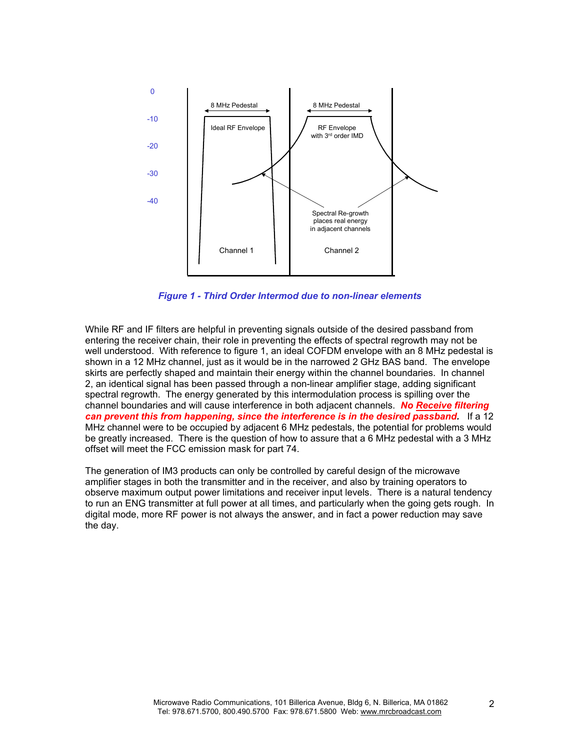*Figure 1 - Third Order Intermod due to non-linear elements*

While RF and IF filters are helpful in preventing signals outside of the desired passband from entering the receiver chain, their role in preventing the effects of spectral regrowth may not be well understood. With reference to figure 1, an ideal COFDM envelope with an 8 MHz pedestal is shown in a 12 MHz channel, just as it would be in the narrowed 2 GHz BAS band. The envelope skirts are perfectly shaped and maintain their energy within the channel boundaries. In channel 2, an identical signal has been passed through a non-linear amplifier stage, adding significant spectral regrowth. The energy generated by this intermodulation process is spilling over the channel boundaries and will cause interference in both adjacent channels. ***No Receive filtering can prevent this from happening, since the interference is in the desired passband.*** If a 12 MHz channel were to be occupied by adjacent 6 MHz pedestals, the potential for problems would be greatly increased. There is the question of how to assure that a 6 MHz pedestal with a 3 MHz offset will meet the FCC emission mask for part 74.

The generation of IM3 products can only be controlled by careful design of the microwave amplifier stages in both the transmitter and in the receiver, and also by training operators to observe maximum output power limitations and receiver input levels. There is a natural tendency to run an ENG transmitter at full power at all times, and particularly when the going gets rough. In digital mode, more RF power is not always the answer, and in fact a power reduction may save the day.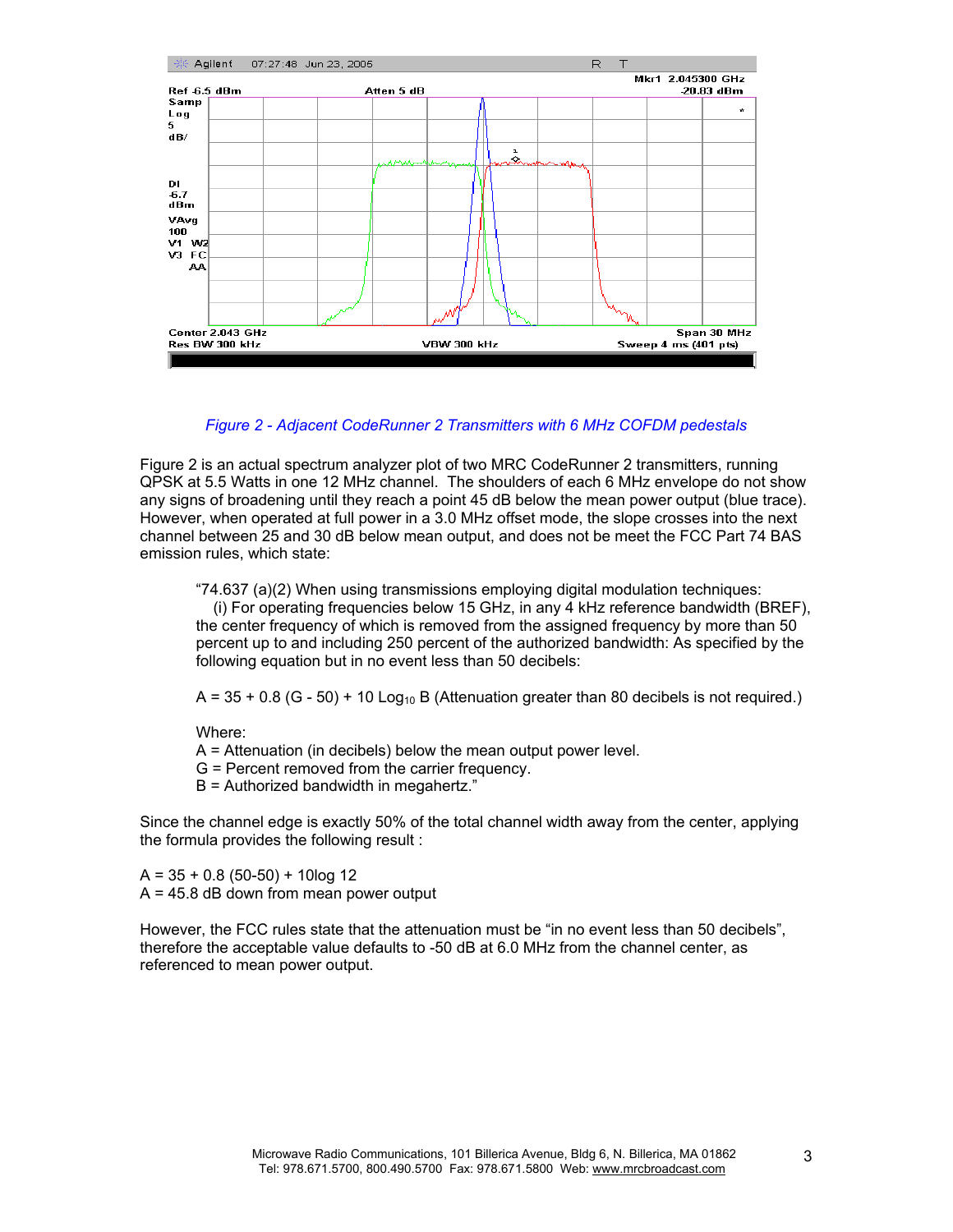*Figure 2 - Adjacent CodeRunner 2 Transmitters with 6 MHz COFDM pedestals*

Figure 2 is an actual spectrum analyzer plot of two MRC CodeRunner 2 transmitters, running QPSK at 5.5 Watts in one 12 MHz channel. The shoulders of each 6 MHz envelope do not show any signs of broadening until they reach a point 45 dB below the mean power output (blue trace). However, when operated at full power in a 3.0 MHz offset mode, the slope crosses into the next channel between 25 and 30 dB below mean output, and does not be meet the FCC Part 74 BAS emission rules, which state:

> "74.637 (a)(2) When using transmissions employing digital modulation techniques:
> (i) For operating frequencies below 15 GHz, in any 4 kHz reference bandwidth (BREF), the center frequency of which is removed from the assigned frequency by more than 50 percent up to and including 250 percent of the authorized bandwidth: As specified by the following equation but in no event less than 50 decibels:
>
> $A = 35 + 0.8 (G - 50) + 10 \log_{10} B$ (Attenuation greater than 80 decibels is not required.)
>
> Where:
> A = Attenuation (in decibels) below the mean output power level.
> G = Percent removed from the carrier frequency.
> B = Authorized bandwidth in megahertz."

Since the channel edge is exactly 50% of the total channel width away from the center, applying the formula provides the following result :

$A = 35 + 0.8 (50-50) + 10\log 12$
A = 45.8 dB down from mean power output

However, the FCC rules state that the attenuation must be "in no event less than 50 decibels", therefore the acceptable value defaults to -50 dB at 6.0 MHz from the channel center, as referenced to mean power output.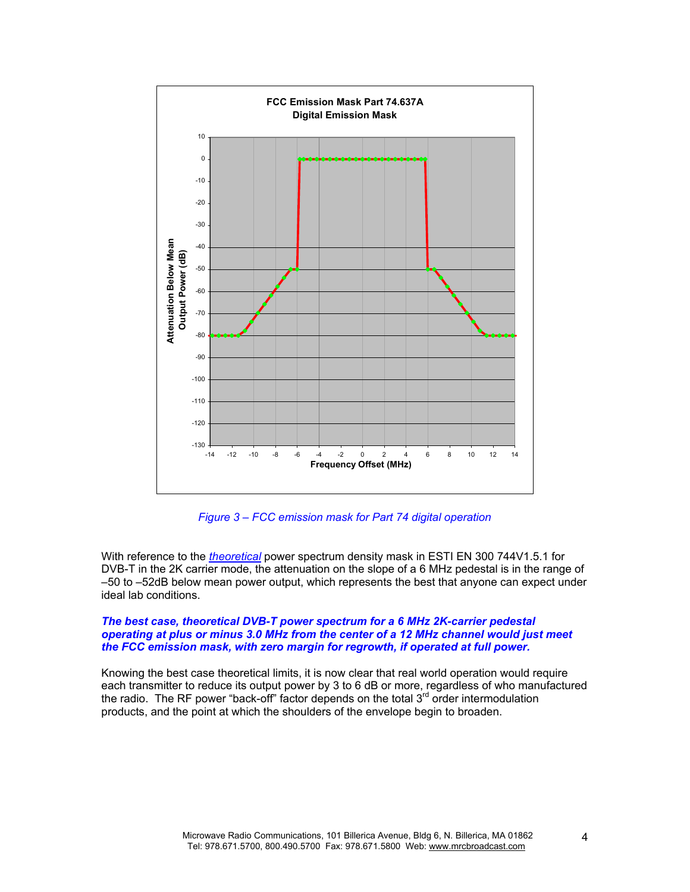Figure 3 – FCC emission mask for Part 74 digital operation

With reference to the *theoretical* power spectrum density mask in ESTI EN 300 744V1.5.1 for DVB-T in the 2K carrier mode, the attenuation on the slope of a 6 MHz pedestal is in the range of –50 to –52dB below mean power output, which represents the best that anyone can expect under ideal lab conditions.

***The best case, theoretical DVB-T power spectrum for a 6 MHz 2K-carrier pedestal operating at plus or minus 3.0 MHz from the center of a 12 MHz channel would just meet the FCC emission mask, with zero margin for regrowth, if operated at full power.***

Knowing the best case theoretical limits, it is now clear that real world operation would require each transmitter to reduce its output power by 3 to 6 dB or more, regardless of who manufactured the radio. The RF power "back-off" factor depends on the total 3rd order intermodulation products, and the point at which the shoulders of the envelope begin to broaden.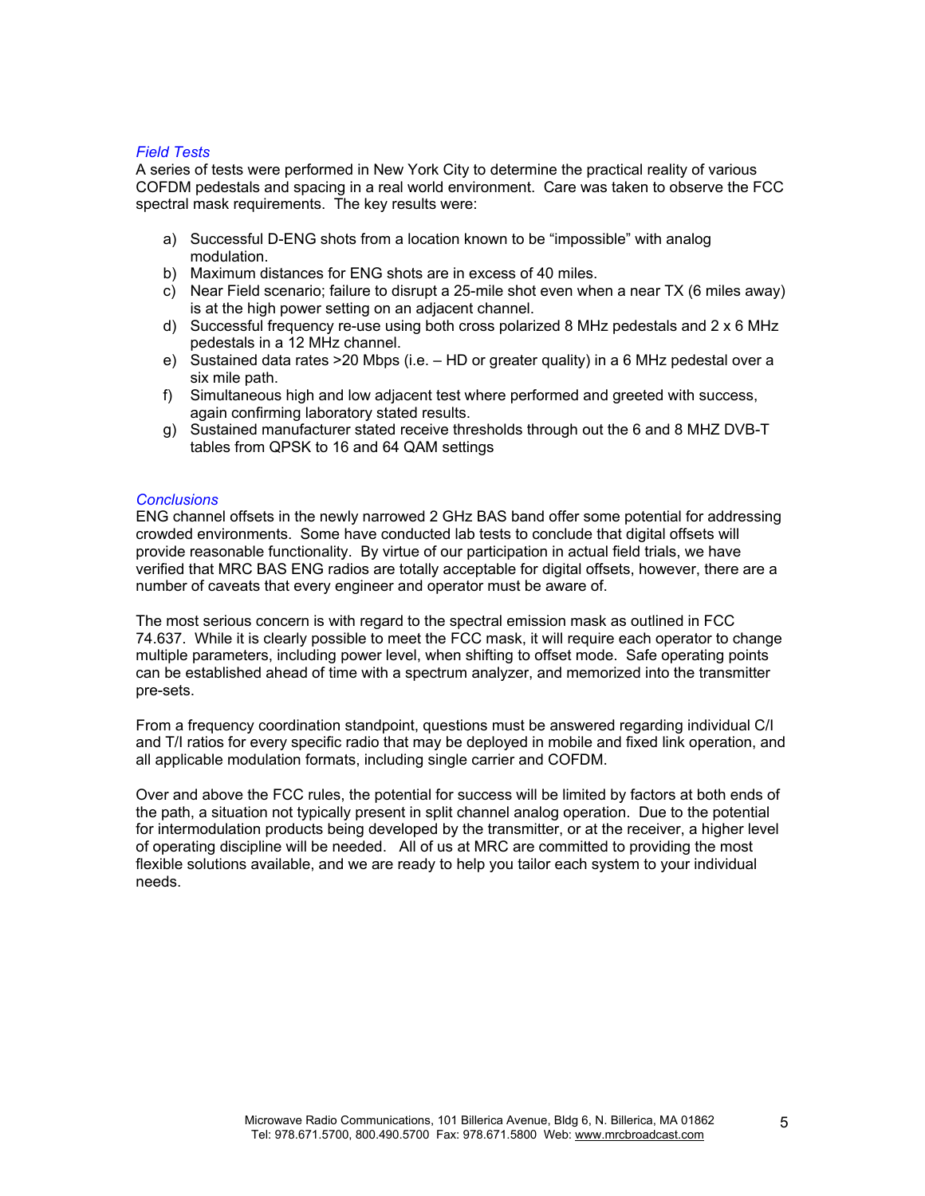*Field Tests*

A series of tests were performed in New York City to determine the practical reality of various COFDM pedestals and spacing in a real world environment. Care was taken to observe the FCC spectral mask requirements. The key results were:

a) Successful D-ENG shots from a location known to be “impossible” with analog modulation.
b) Maximum distances for ENG shots are in excess of 40 miles.
c) Near Field scenario; failure to disrupt a 25-mile shot even when a near TX (6 miles away) is at the high power setting on an adjacent channel.
d) Successful frequency re-use using both cross polarized 8 MHz pedestals and 2 x 6 MHz pedestals in a 12 MHz channel.
e) Sustained data rates >20 Mbps (i.e. – HD or greater quality) in a 6 MHz pedestal over a six mile path.
f) Simultaneous high and low adjacent test where performed and greeted with success, again confirming laboratory stated results.
g) Sustained manufacturer stated receive thresholds through out the 6 and 8 MHZ DVB-T tables from QPSK to 16 and 64 QAM settings

*Conclusions*

ENG channel offsets in the newly narrowed 2 GHz BAS band offer some potential for addressing crowded environments. Some have conducted lab tests to conclude that digital offsets will provide reasonable functionality. By virtue of our participation in actual field trials, we have verified that MRC BAS ENG radios are totally acceptable for digital offsets, however, there are a number of caveats that every engineer and operator must be aware of.

The most serious concern is with regard to the spectral emission mask as outlined in FCC 74.637. While it is clearly possible to meet the FCC mask, it will require each operator to change multiple parameters, including power level, when shifting to offset mode. Safe operating points can be established ahead of time with a spectrum analyzer, and memorized into the transmitter pre-sets.

From a frequency coordination standpoint, questions must be answered regarding individual C/I and T/I ratios for every specific radio that may be deployed in mobile and fixed link operation, and all applicable modulation formats, including single carrier and COFDM.

Over and above the FCC rules, the potential for success will be limited by factors at both ends of the path, a situation not typically present in split channel analog operation. Due to the potential for intermodulation products being developed by the transmitter, or at the receiver, a higher level of operating discipline will be needed. All of us at MRC are committed to providing the most flexible solutions available, and we are ready to help you tailor each system to your individual needs.

Microwave Radio Communications, 101 Billerica Avenue, Bldg 6, N. Billerica, MA 01862
Tel: 978.671.5700, 800.490.5700 Fax: 978.671.5800 Web: www.mrcbroadcast.com